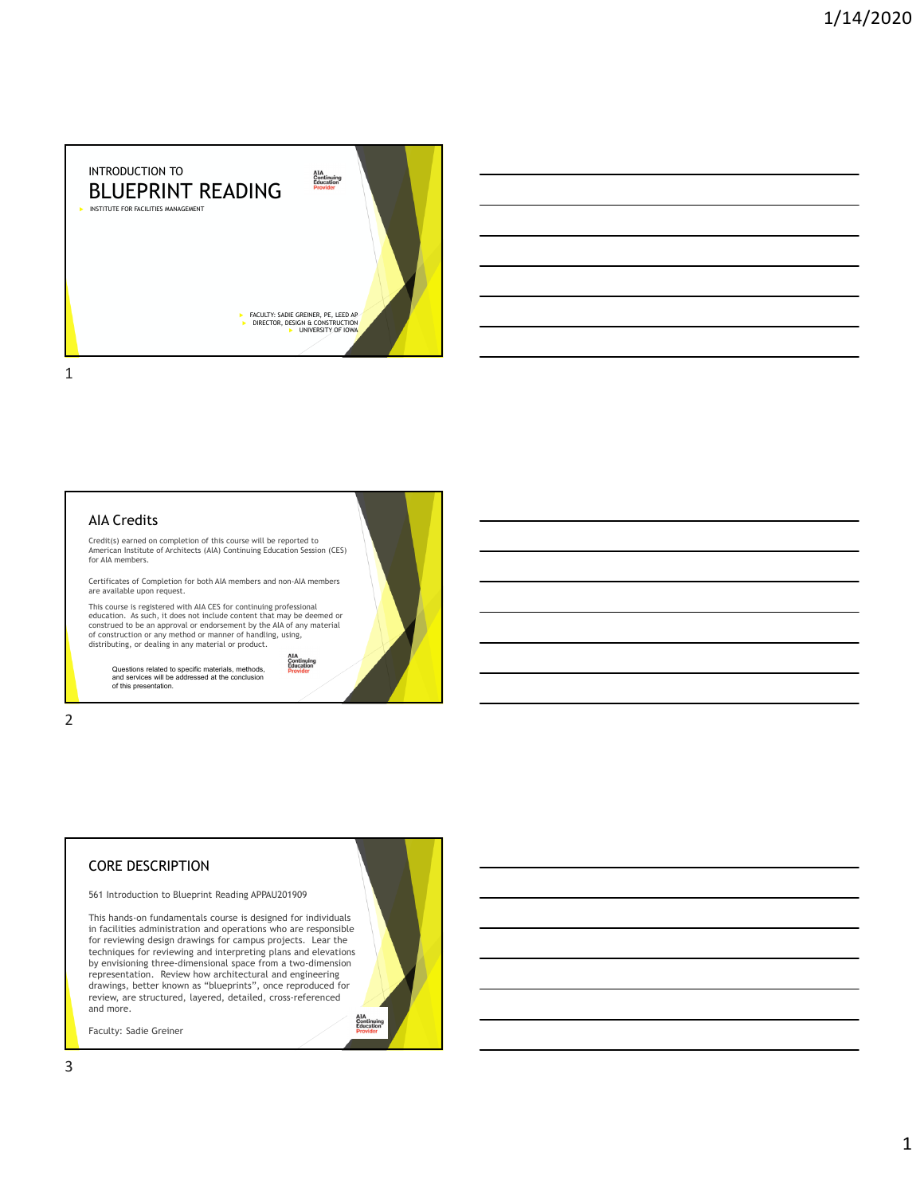# INTRODUCTION TO BLUEPRINT READING

- INSTITUTE FOR FACILITIES MANAGEMENT

AIA Continuing Education Provider

- FACULTY: SADIE GREINER, PE, LEED AP
- DIRECTOR, DESIGN & CONSTRUCTION
- UNIVERSITY OF IOWA

## AIA Credits

Credit(s) earned on completion of this course will be reported to American Institute of Architects (AIA) Continuing Education Session (CES) for AIA members.

Certificates of Completion for both AIA members and non-AIA members are available upon request.

This course is registered with AIA CES for continuing professional education. As such, it does not include content that may be deemed or construed to be an approval or endorsement by the AIA of any material of construction or any method or manner of handling, using, distributing, or dealing in any material or product.

Questions related to specific materials, methods, and services will be addressed at the conclusion of this presentation.

AIA Continuing Education Provider

## CORE DESCRIPTION

561 Introduction to Blueprint Reading APPAU201909

This hands-on fundamentals course is designed for individuals in facilities administration and operations who are responsible for reviewing design drawings for campus projects. Lear the techniques for reviewing and interpreting plans and elevations by envisioning three-dimensional space from a two-dimension representation. Review how architectural and engineering drawings, better known as "blueprints", once reproduced for review, are structured, layered, detailed, cross-referenced and more.

Faculty: Sadie Greiner

AIA Continuing Education Provider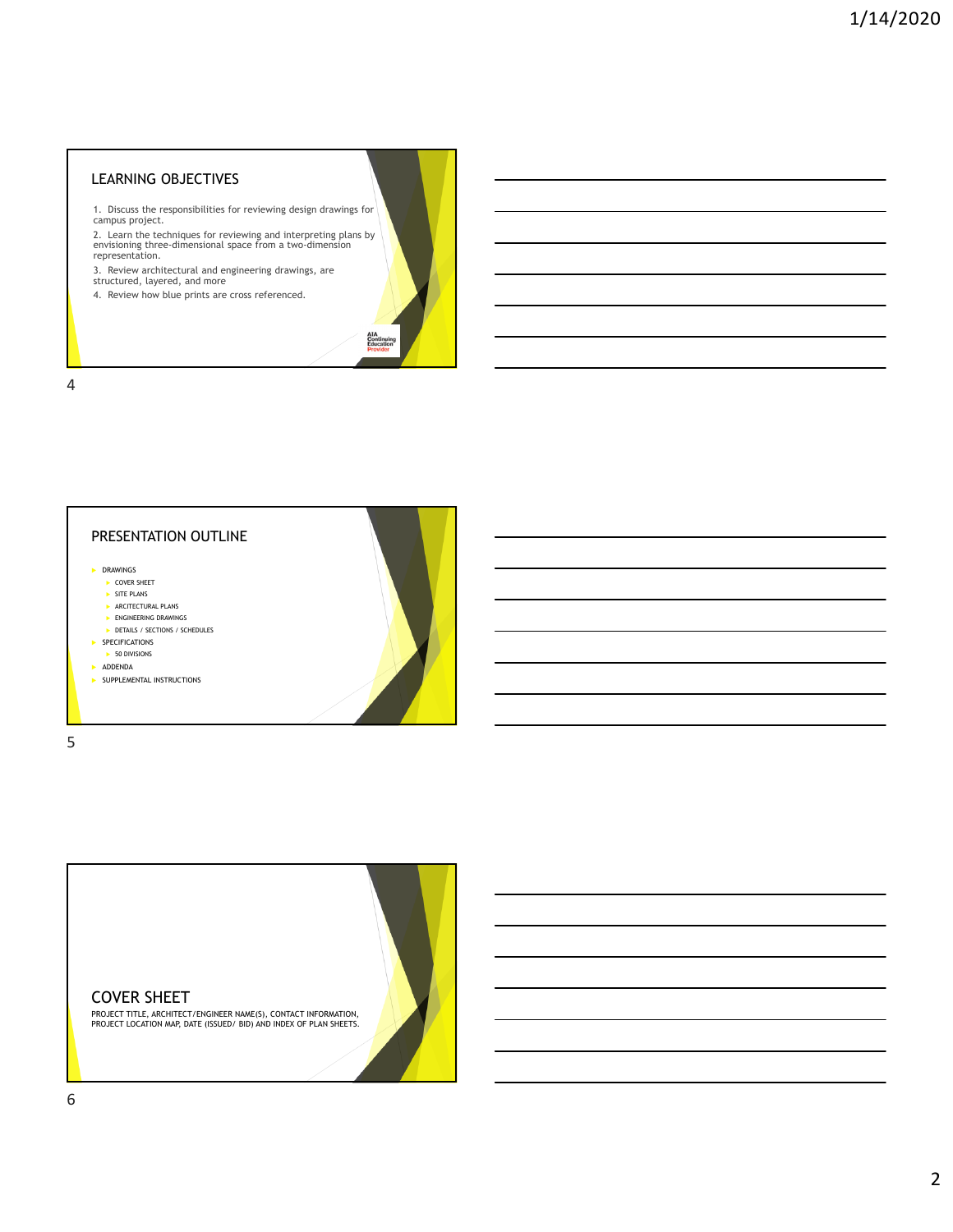## LEARNING OBJECTIVES

1. Discuss the responsibilities for reviewing design drawings for campus project.
2. Learn the techniques for reviewing and interpreting plans by envisioning three-dimensional space from a two-dimension representation.
3. Review architectural and engineering drawings, are structured, layered, and more
4. Review how blue prints are cross referenced.

AIA Continuing Education Provider

## PRESENTATION OUTLINE

- DRAWINGS
  - COVER SHEET
  - SITE PLANS
  - ARCITECTURAL PLANS
  - ENGINEERING DRAWINGS
  - DETAILS / SECTIONS / SCHEDULES
- SPECIFICATIONS
  - 50 DIVISIONS
- ADDENDA
- SUPPLEMENTAL INSTRUCTIONS

## COVER SHEET

PROJECT TITLE, ARCHITECT/ENGINEER NAME(S), CONTACT INFORMATION, PROJECT LOCATION MAP, DATE (ISSUED/ BID) AND INDEX OF PLAN SHEETS.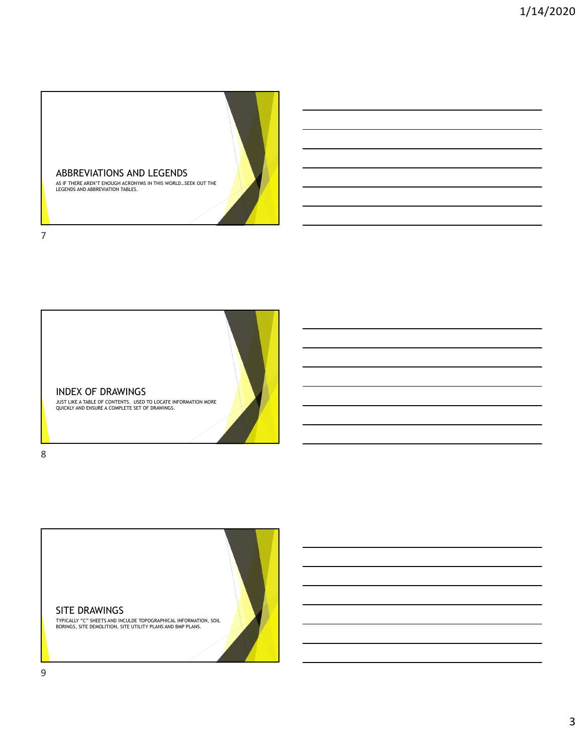## ABBREVIATIONS AND LEGENDS

AS IF THERE AREN'T ENOUGH ACRONYMS IN THIS WORLD…SEEK OUT THE LEGENDS AND ABBREVIATION TABLES.

## INDEX OF DRAWINGS

JUST LIKE A TABLE OF CONTENTS. USED TO LOCATE INFORMATION MORE QUICKLY AND ENSURE A COMPLETE SET OF DRAWINGS.

## SITE DRAWINGS

TYPICALLY "C" SHEETS AND INCULDE TOPOGRAPHICAL INFORMATION, SOIL BORINGS, SITE DEMOLITION, SITE UTILITY PLANS AND BMP PLANS.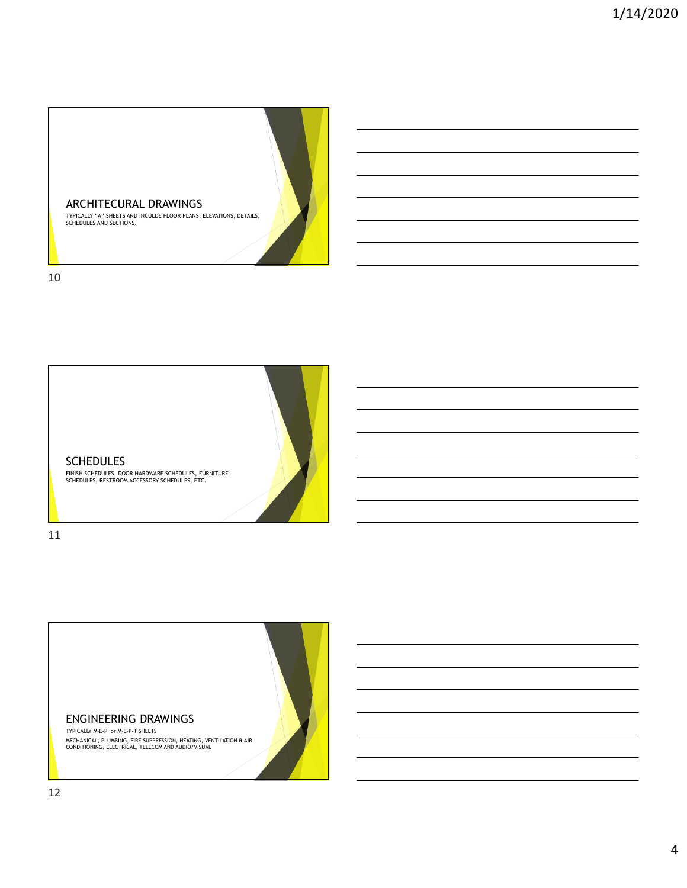## ARCHITECURAL DRAWINGS

TYPICALLY "A" SHEETS AND INCULDE FLOOR PLANS, ELEVATIONS, DETAILS, SCHEDULES AND SECTIONS.

## SCHEDULES

FINISH SCHEDULES, DOOR HARDWARE SCHEDULES, FURNITURE SCHEDULES, RESTROOM ACCESSORY SCHEDULES, ETC.

## ENGINEERING DRAWINGS

TYPICALLY M-E-P or M-E-P-T SHEETS

MECHANICAL, PLUMBING, FIRE SUPPRESSION, HEATING, VENTILATION & AIR CONDITIONING, ELECTRICAL, TELECOM AND AUDIO/VISUAL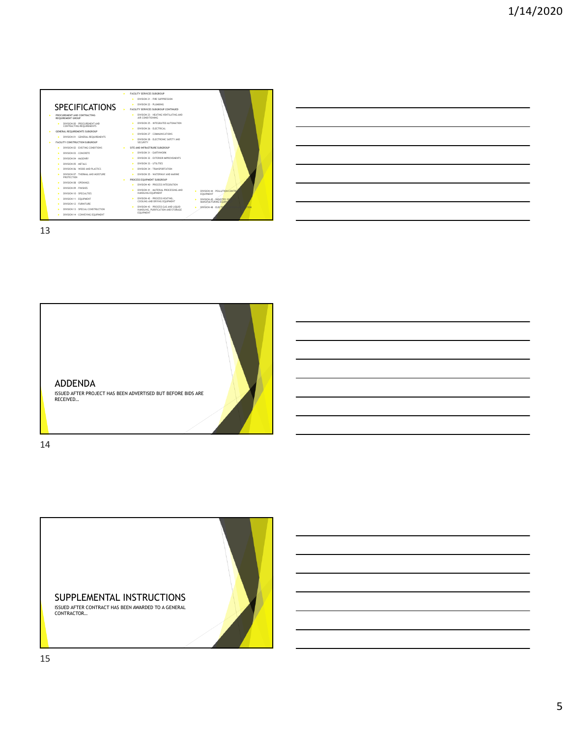## SPECIFICATIONS

- PROCUREMENT AND CONTRACTING REQUIREMENT GROUP
  - DIVISION 00 – PROCUREMENT AND CONTRACTING REQUIREMENTS
- GENERAL REQUIREMENTS SUBGROUP
  - DIVISION 01 – GENERAL REQUIREMENTS
- FACILITY CONSTRUCTION SUBGROUP
  - DIVISION 02 – EXISTING CONDITIONS
  - DIVISION 03 – CONCRETE
  - DIVISION 04 – MASONRY
  - DIVISION 05 – METALS
  - DIVISION 06 – WOOD AND PLASTICS
  - DIVISION 07 – THERMAL AND MOISTURE PROTECTION
  - DIVISION 08 – OPENINGS
  - DIVISION 09 – FINISHES
  - DIVISION 10 – SPECIALTIES
  - DIVISION 11 – EQUIPMENT
  - DIVISION 12 – FURNITURE
  - DIVISION 13 – SPECIAL CONSTRUCTION
  - DIVISION 14 – CONVEYING EQUIPMENT
- FACILITY SERVICES SUBGROUP
  - DIVISION 21 – FIRE SUPPRESSION
  - DIVISION 22 – PLUMBING
- FACILITY SERVICES SUBGROUP CONTINUED
  - DIVISION 23 – HEATING VENTILATING AND AIR CONDITIONING
  - DIVISION 25 – INTEGRATED AUTOMATION
  - DIVISION 26 – ELECTRICAL
  - DIVISION 27 – COMMUNICATIONS
  - DIVISION 28 – ELECTRONIC SAFETY AND SECURITY
- SITE AND INFRASTRUCTURE SUBGROUP
  - DIVISION 31 – EARTHWORK
  - DIVISION 32 – EXTERIOR IMPROVEMENTS
  - DIVISION 33 – UTILITIES
  - DIVISION 34 – TRANSPORTATION
  - DIVISION 35 – WATERWAY AND MARINE
- PROCESS EQUIPMENT SUBGROUP
  - DIVISION 40 – PROCESS INTEGRATION
  - DIVISION 41 – MATERIAL PROCESSING AND HANDLING EQUIPMENT
  - DIVISION 42 – PROCESS HEATING, COOLING AND DRYING EQUIPMENT
  - DIVISION 43 – PROCESS GAS AND LIQUID HANDLING, PURIFICATION AND STORAGE EQUIPMENT
  - DIVISION 44 – POLLUTION CONTROL EQUIPMENT
  - DIVISION 45 – INDUSTRY-SPECIFIC MANUFACTURING EQUIPMENT
  - DIVISION 48 – ELECTRICAL POWER GENERATION

## ADDENDA

ISSUED AFTER PROJECT HAS BEEN ADVERTISED BUT BEFORE BIDS ARE RECEIVED…

## SUPPLEMENTAL INSTRUCTIONS

ISSUED AFTER CONTRACT HAS BEEN AWARDED TO A GENERAL CONTRACTOR…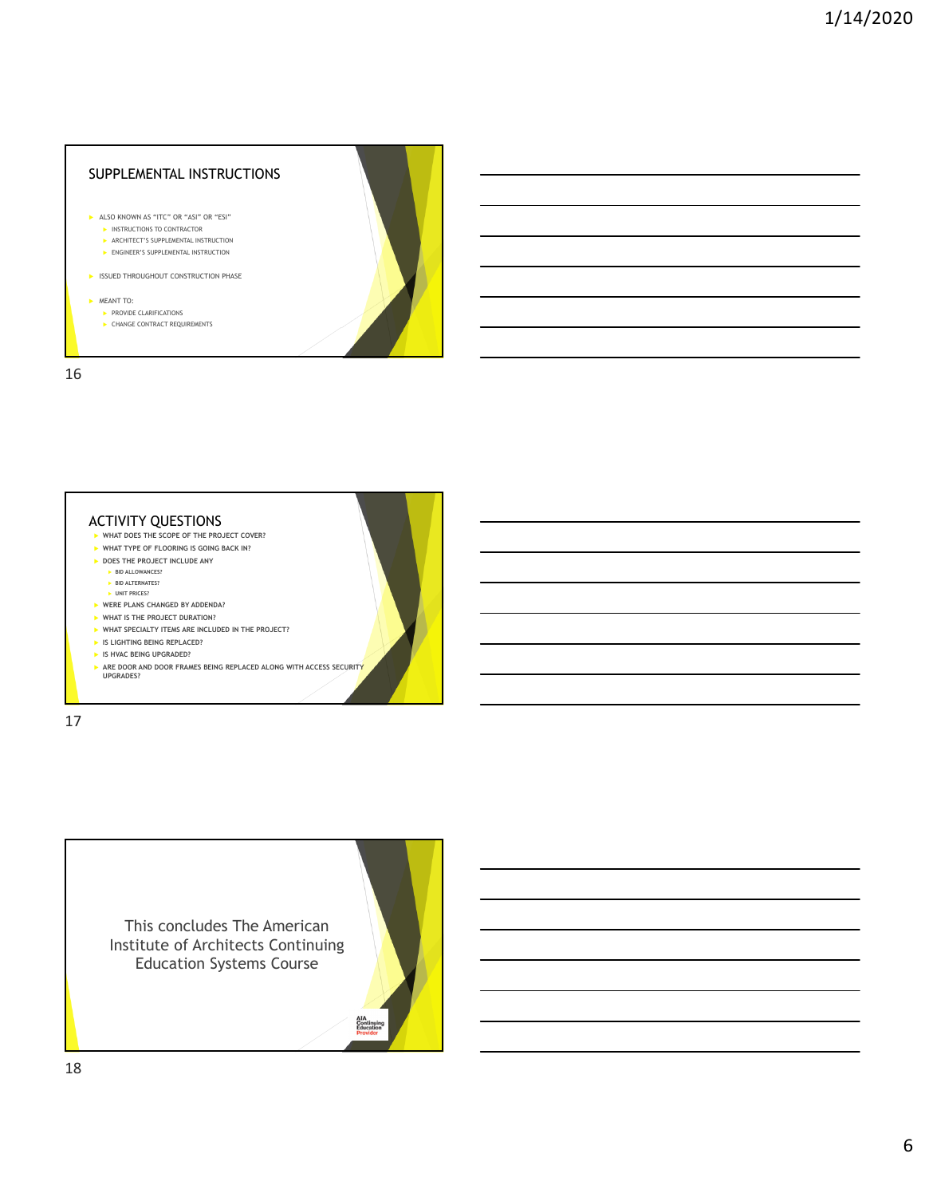## SUPPLEMENTAL INSTRUCTIONS

- ALSO KNOWN AS "ITC" OR "ASI" OR "ESI"
  - INSTRUCTIONS TO CONTRACTOR
  - ARCHITECT'S SUPPLEMENTAL INSTRUCTION
  - ENGINEER'S SUPPLEMENTAL INSTRUCTION
- ISSUED THROUGHOUT CONSTRUCTION PHASE
- MEANT TO:
  - PROVIDE CLARIFICATIONS
  - CHANGE CONTRACT REQUIREMENTS

## ACTIVITY QUESTIONS

- WHAT DOES THE SCOPE OF THE PROJECT COVER?
- WHAT TYPE OF FLOORING IS GOING BACK IN?
- DOES THE PROJECT INCLUDE ANY
  - BID ALLOWANCES?
  - BID ALTERNATES?
  - UNIT PRICES?
- WERE PLANS CHANGED BY ADDENDA?
- WHAT IS THE PROJECT DURATION?
- WHAT SPECIALTY ITEMS ARE INCLUDED IN THE PROJECT?
- IS LIGHTING BEING REPLACED?
- IS HVAC BEING UPGRADED?
- ARE DOOR AND DOOR FRAMES BEING REPLACED ALONG WITH ACCESS SECURITY UPGRADES?

This concludes The American Institute of Architects Continuing Education Systems Course

AIA Continuing Education Provider